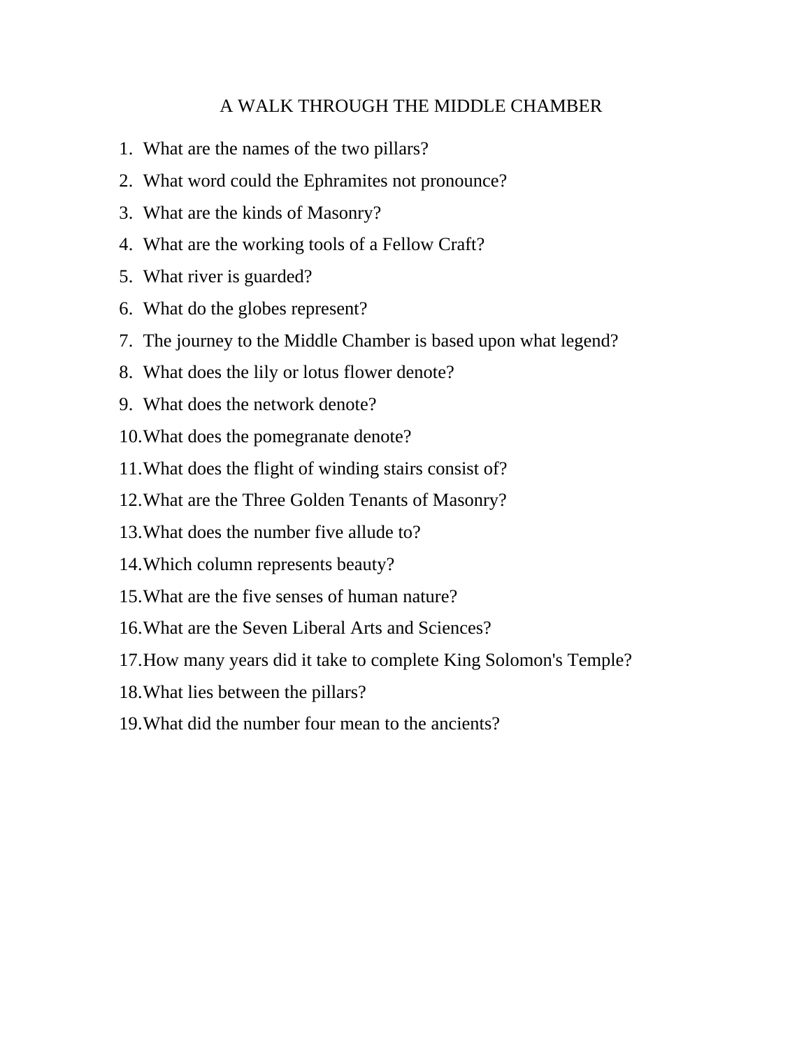# A WALK THROUGH THE MIDDLE CHAMBER

1. What are the names of the two pillars?
2. What word could the Ephramites not pronounce?
3. What are the kinds of Masonry?
4. What are the working tools of a Fellow Craft?
5. What river is guarded?
6. What do the globes represent?
7. The journey to the Middle Chamber is based upon what legend?
8. What does the lily or lotus flower denote?
9. What does the network denote?
10. What does the pomegranate denote?
11. What does the flight of winding stairs consist of?
12. What are the Three Golden Tenants of Masonry?
13. What does the number five allude to?
14. Which column represents beauty?
15. What are the five senses of human nature?
16. What are the Seven Liberal Arts and Sciences?
17. How many years did it take to complete King Solomon's Temple?
18. What lies between the pillars?
19. What did the number four mean to the ancients?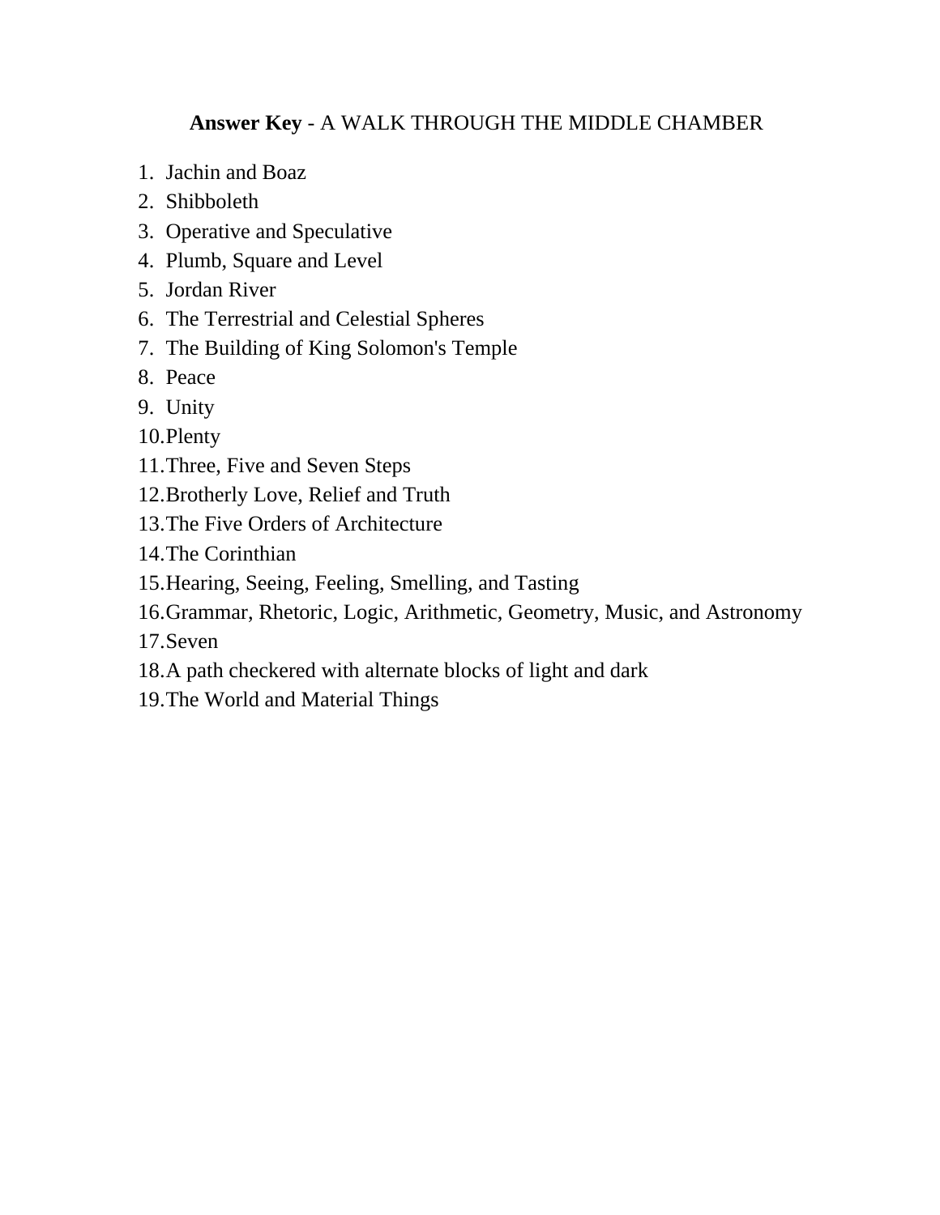**Answer Key** - A WALK THROUGH THE MIDDLE CHAMBER

1. Jachin and Boaz
2. Shibboleth
3. Operative and Speculative
4. Plumb, Square and Level
5. Jordan River
6. The Terrestrial and Celestial Spheres
7. The Building of King Solomon's Temple
8. Peace
9. Unity
10. Plenty
11. Three, Five and Seven Steps
12. Brotherly Love, Relief and Truth
13. The Five Orders of Architecture
14. The Corinthian
15. Hearing, Seeing, Feeling, Smelling, and Tasting
16. Grammar, Rhetoric, Logic, Arithmetic, Geometry, Music, and Astronomy
17. Seven
18. A path checkered with alternate blocks of light and dark
19. The World and Material Things